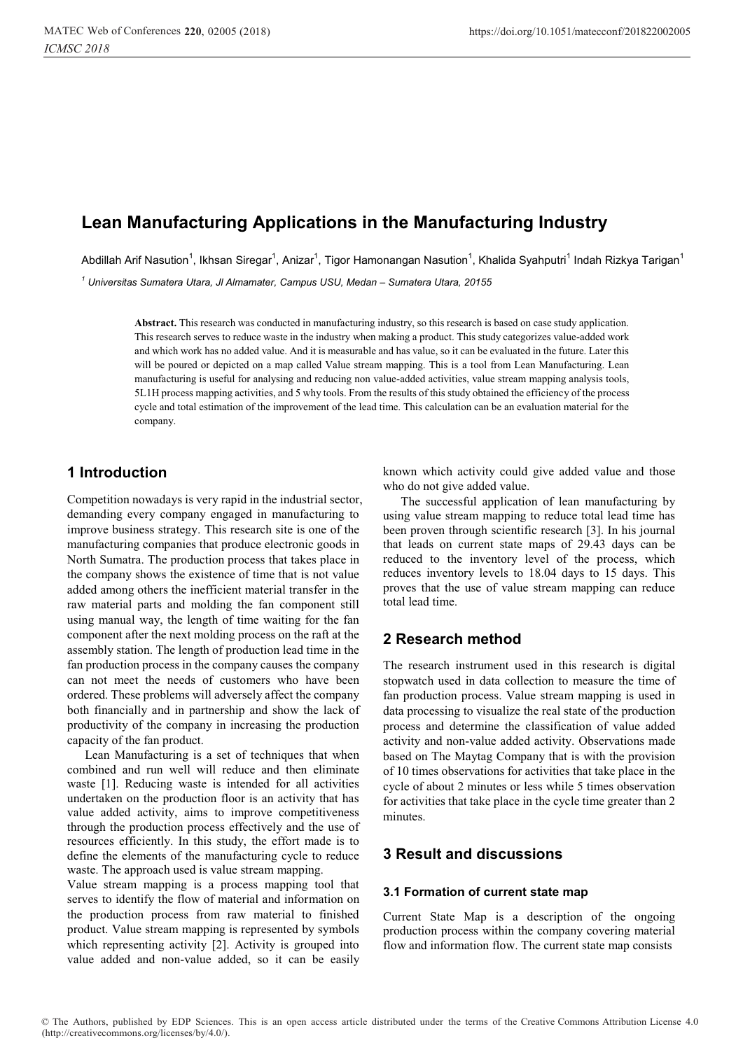# Lean Manufacturing Applications in the Manufacturing Industry

Abdillah Arif Nasution[1], Ikhsan Siregar[1], Anizar[1], Tigor Hamonangan Nasution[1], Khalida Syahputri[1] Indah Rizkya Tarigan[1]

[1] *Universitas Sumatera Utara, Jl Almamater, Campus USU, Medan – Sumatera Utara, 20155*

**Abstract.** This research was conducted in manufacturing industry, so this research is based on case study application. This research serves to reduce waste in the industry when making a product. This study categorizes value-added work and which work has no added value. And it is measurable and has value, so it can be evaluated in the future. Later this will be poured or depicted on a map called Value stream mapping. This is a tool from Lean Manufacturing. Lean manufacturing is useful for analysing and reducing non value-added activities, value stream mapping analysis tools, 5L1H process mapping activities, and 5 why tools. From the results of this study obtained the efficiency of the process cycle and total estimation of the improvement of the lead time. This calculation can be an evaluation material for the company.

## 1 Introduction

Competition nowadays is very rapid in the industrial sector, demanding every company engaged in manufacturing to improve business strategy. This research site is one of the manufacturing companies that produce electronic goods in North Sumatra. The production process that takes place in the company shows the existence of time that is not value added among others the inefficient material transfer in the raw material parts and molding the fan component still using manual way, the length of time waiting for the fan component after the next molding process on the raft at the assembly station. The length of production lead time in the fan production process in the company causes the company can not meet the needs of customers who have been ordered. These problems will adversely affect the company both financially and in partnership and show the lack of productivity of the company in increasing the production capacity of the fan product.

Lean Manufacturing is a set of techniques that when combined and run well will reduce and then eliminate waste [1]. Reducing waste is intended for all activities undertaken on the production floor is an activity that has value added activity, aims to improve competitiveness through the production process effectively and the use of resources efficiently. In this study, the effort made is to define the elements of the manufacturing cycle to reduce waste. The approach used is value stream mapping.

Value stream mapping is a process mapping tool that serves to identify the flow of material and information on the production process from raw material to finished product. Value stream mapping is represented by symbols which representing activity [2]. Activity is grouped into value added and non-value added, so it can be easily known which activity could give added value and those who do not give added value.

The successful application of lean manufacturing by using value stream mapping to reduce total lead time has been proven through scientific research [3]. In his journal that leads on current state maps of 29.43 days can be reduced to the inventory level of the process, which reduces inventory levels to 18.04 days to 15 days. This proves that the use of value stream mapping can reduce total lead time.

## 2 Research method

The research instrument used in this research is digital stopwatch used in data collection to measure the time of fan production process. Value stream mapping is used in data processing to visualize the real state of the production process and determine the classification of value added activity and non-value added activity. Observations made based on The Maytag Company that is with the provision of 10 times observations for activities that take place in the cycle of about 2 minutes or less while 5 times observation for activities that take place in the cycle time greater than 2 minutes.

## 3 Result and discussions

### 3.1 Formation of current state map

Current State Map is a description of the ongoing production process within the company covering material flow and information flow. The current state map consists

© The Authors, published by EDP Sciences. This is an open access article distributed under the terms of the Creative Commons Attribution License 4.0 (http://creativecommons.org/licenses/by/4.0/).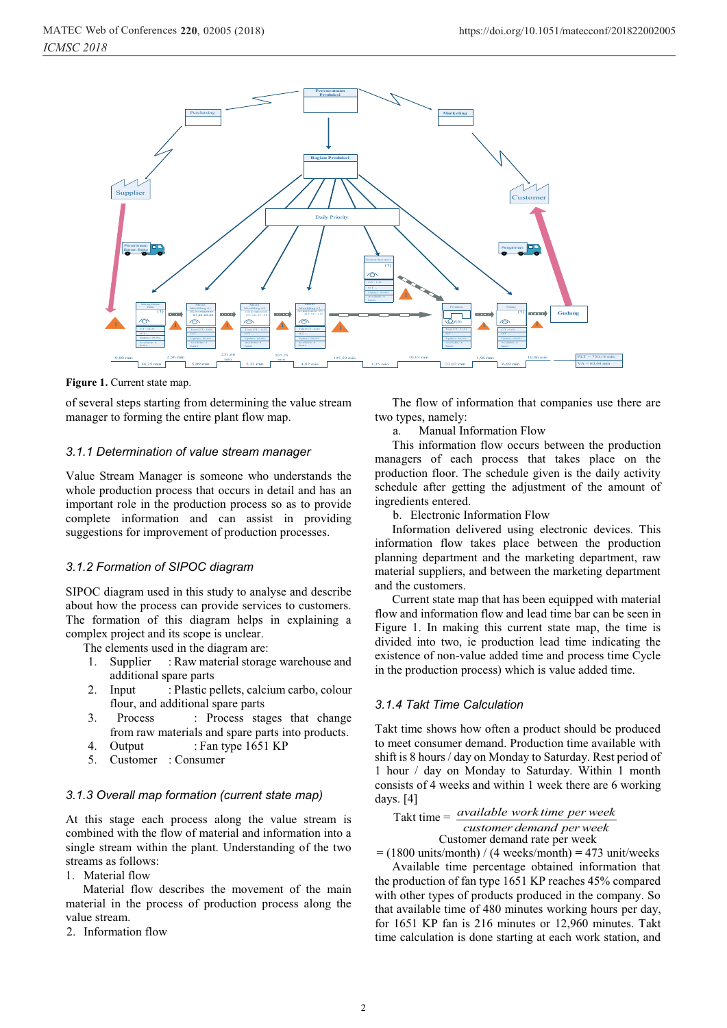**Figure 1.** Current state map.

of several steps starting from determining the value stream manager to forming the entire plant flow map.

### 3.1.1 Determination of value stream manager

Value Stream Manager is someone who understands the whole production process that occurs in detail and has an important role in the production process so as to provide complete information and can assist in providing suggestions for improvement of production processes.

### 3.1.2 Formation of SIPOC diagram

SIPOC diagram used in this study to analyse and describe about how the process can provide services to customers. The formation of this diagram helps in explaining a complex project and its scope is unclear.

The elements used in the diagram are:

1. Supplier : Raw material storage warehouse and additional spare parts
2. Input : Plastic pellets, calcium carbo, colour flour, and additional spare parts
3. Process : Process stages that change from raw materials and spare parts into products.
4. Output : Fan type 1651 KP
5. Customer : Consumer

### 3.1.3 Overall map formation (current state map)

At this stage each process along the value stream is combined with the flow of material and information into a single stream within the plant. Understanding of the two streams as follows:

1. Material flow

   Material flow describes the movement of the main material in the process of production process along the value stream.

2. Information flow

   The flow of information that companies use there are two types, namely:

   a. Manual Information Flow

   This information flow occurs between the production managers of each process that takes place on the production floor. The schedule given is the daily activity schedule after getting the adjustment of the amount of ingredients entered.

   b. Electronic Information Flow

   Information delivered using electronic devices. This information flow takes place between the production planning department and the marketing department, raw material suppliers, and between the marketing department and the customers.

Current state map that has been equipped with material flow and information flow and lead time bar can be seen in Figure 1. In making this current state map, the time is divided into two, ie production lead time indicating the existence of non-value added time and process time Cycle in the production process) which is value added time.

### 3.1.4 Takt Time Calculation

Takt time shows how often a product should be produced to meet consumer demand. Production time available with shift is 8 hours / day on Monday to Saturday. Rest period of 1 hour / day on Monday to Saturday. Within 1 month consists of 4 weeks and within 1 week there are 6 working days. [4]

$$\text{Takt time} = \frac{\textit{available work time per week}}{\textit{customer demand per week}}$$

Customer demand rate per week

= (1800 units/month) / (4 weeks/month) = 473 unit/weeks

Available time percentage obtained information that the production of fan type 1651 KP reaches 45% compared with other types of products produced in the company. So that available time of 480 minutes working hours per day, for 1651 KP fan is 216 minutes or 12,960 minutes. Takt time calculation is done starting at each work station, and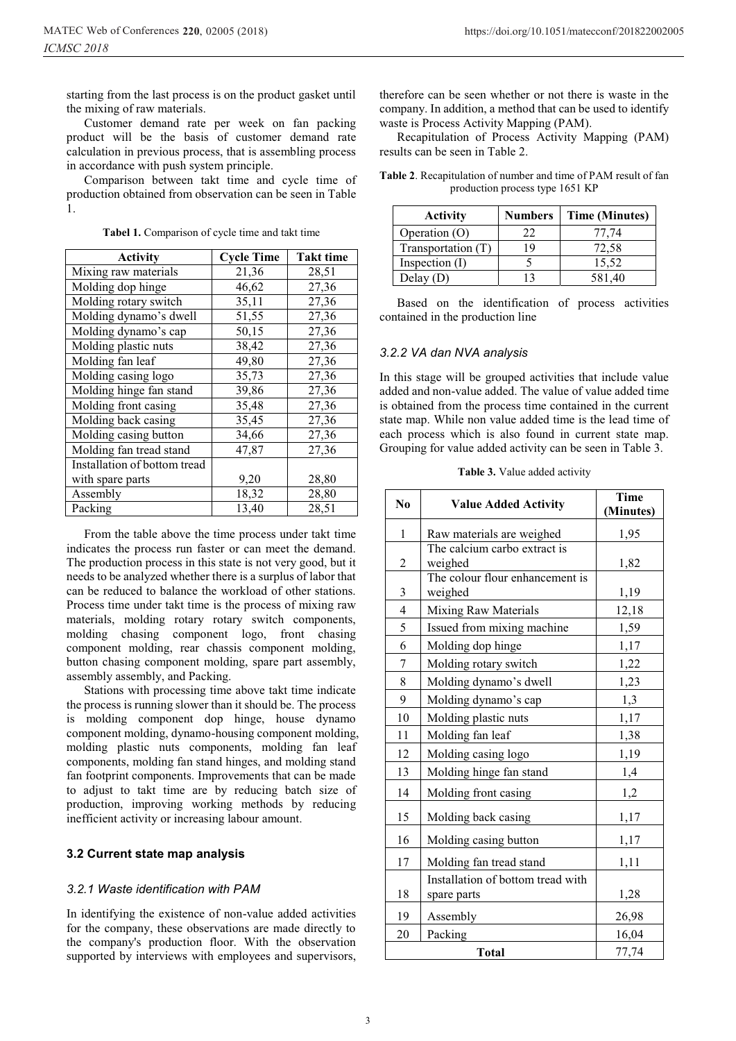starting from the last process is on the product gasket until the mixing of raw materials.

Customer demand rate per week on fan packing product will be the basis of customer demand rate calculation in previous process, that is assembling process in accordance with push system principle.

Comparison between takt time and cycle time of production obtained from observation can be seen in Table 1.

**Tabel 1.** Comparison of cycle time and takt time

| Activity | Cycle Time | Takt time |
|---|---|---|
| Mixing raw materials | 21,36 | 28,51 |
| Molding dop hinge | 46,62 | 27,36 |
| Molding rotary switch | 35,11 | 27,36 |
| Molding dynamo's dwell | 51,55 | 27,36 |
| Molding dynamo's cap | 50,15 | 27,36 |
| Molding plastic nuts | 38,42 | 27,36 |
| Molding fan leaf | 49,80 | 27,36 |
| Molding casing logo | 35,73 | 27,36 |
| Molding hinge fan stand | 39,86 | 27,36 |
| Molding front casing | 35,48 | 27,36 |
| Molding back casing | 35,45 | 27,36 |
| Molding casing button | 34,66 | 27,36 |
| Molding fan tread stand | 47,87 | 27,36 |
| Installation of bottom tread with spare parts | 9,20 | 28,80 |
| Assembly | 18,32 | 28,80 |
| Packing | 13,40 | 28,51 |

From the table above the time process under takt time indicates the process run faster or can meet the demand. The production process in this state is not very good, but it needs to be analyzed whether there is a surplus of labor that can be reduced to balance the workload of other stations. Process time under takt time is the process of mixing raw materials, molding rotary rotary switch components, molding chasing component logo, front chasing component molding, rear chassis component molding, button chasing component molding, spare part assembly, assembly assembly, and Packing.

Stations with processing time above takt time indicate the process is running slower than it should be. The process is molding component dop hinge, house dynamo component molding, dynamo-housing component molding, molding plastic nuts components, molding fan leaf components, molding fan stand hinges, and molding stand fan footprint components. Improvements that can be made to adjust to takt time are by reducing batch size of production, improving working methods by reducing inefficient activity or increasing labour amount.

### 3.2 Current state map analysis

#### *3.2.1 Waste identification with PAM*

In identifying the existence of non-value added activities for the company, these observations are made directly to the company's production floor. With the observation supported by interviews with employees and supervisors, therefore can be seen whether or not there is waste in the company. In addition, a method that can be used to identify waste is Process Activity Mapping (PAM).

Recapitulation of Process Activity Mapping (PAM) results can be seen in Table 2.

**Table 2**. Recapitulation of number and time of PAM result of fan production process type 1651 KP

| Activity | Numbers | Time (Minutes) |
|---|---|---|
| Operation (O) | 22 | 77,74 |
| Transportation (T) | 19 | 72,58 |
| Inspection (I) | 5 | 15,52 |
| Delay (D) | 13 | 581,40 |

Based on the identification of process activities contained in the production line

#### *3.2.2 VA dan NVA analysis*

In this stage will be grouped activities that include value added and non-value added. The value of value added time is obtained from the process time contained in the current state map. While non value added time is the lead time of each process which is also found in current state map. Grouping for value added activity can be seen in Table 3.

**Table 3.** Value added activity

| No | Value Added Activity | Time (Minutes) |
|---|---|---|
| 1 | Raw materials are weighed | 1,95 |
| 2 | The calcium carbo extract is weighed | 1,82 |
| 3 | The colour flour enhancement is weighed | 1,19 |
| 4 | Mixing Raw Materials | 12,18 |
| 5 | Issued from mixing machine | 1,59 |
| 6 | Molding dop hinge | 1,17 |
| 7 | Molding rotary switch | 1,22 |
| 8 | Molding dynamo's dwell | 1,23 |
| 9 | Molding dynamo's cap | 1,3 |
| 10 | Molding plastic nuts | 1,17 |
| 11 | Molding fan leaf | 1,38 |
| 12 | Molding casing logo | 1,19 |
| 13 | Molding hinge fan stand | 1,4 |
| 14 | Molding front casing | 1,2 |
| 15 | Molding back casing | 1,17 |
| 16 | Molding casing button | 1,17 |
| 17 | Molding fan tread stand | 1,11 |
| 18 | Installation of bottom tread with spare parts | 1,28 |
| 19 | Assembly | 26,98 |
| 20 | Packing | 16,04 |
| | **Total** | 77,74 |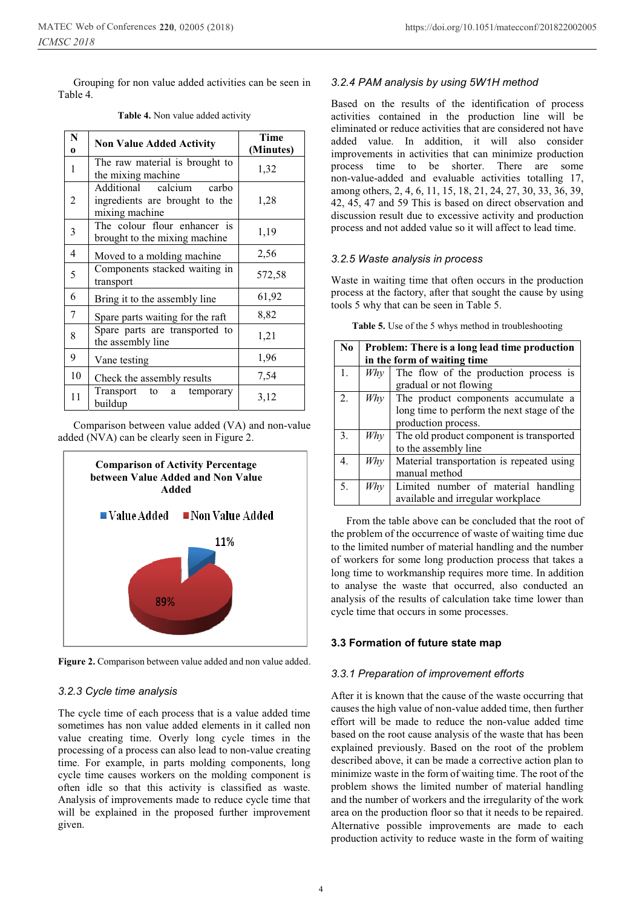Grouping for non value added activities can be seen in Table 4.

**Table 4.** Non value added activity

| No | Non Value Added Activity | Time (Minutes) |
|---|---|---|
| 1 | The raw material is brought to the mixing machine | 1,32 |
| 2 | Additional calcium carbo ingredients are brought to the mixing machine | 1,28 |
| 3 | The colour flour enhancer is brought to the mixing machine | 1,19 |
| 4 | Moved to a molding machine | 2,56 |
| 5 | Components stacked waiting in transport | 572,58 |
| 6 | Bring it to the assembly line | 61,92 |
| 7 | Spare parts waiting for the raft | 8,82 |
| 8 | Spare parts are transported to the assembly line | 1,21 |
| 9 | Vane testing | 1,96 |
| 10 | Check the assembly results | 7,54 |
| 11 | Transport to a temporary buildup | 3,12 |

Comparison between value added (VA) and non-value added (NVA) can be clearly seen in Figure 2.

**Comparison of Activity Percentage between Value Added and Non Value Added**

Value Added: 11%; Non Value Added: 89%

**Figure 2.** Comparison between value added and non value added.

### 3.2.3 Cycle time analysis

The cycle time of each process that is a value added time sometimes has non value added elements in it called non value creating time. Overly long cycle times in the processing of a process can also lead to non-value creating time. For example, in parts molding components, long cycle time causes workers on the molding component is often idle so that this activity is classified as waste. Analysis of improvements made to reduce cycle time that will be explained in the proposed further improvement given.

### 3.2.4 PAM analysis by using 5W1H method

Based on the results of the identification of process activities contained in the production line will be eliminated or reduce activities that are considered not have added value. In addition, it will also consider improvements in activities that can minimize production process time to be shorter. There are some non-value-added and evaluable activities totalling 17, among others, 2, 4, 6, 11, 15, 18, 21, 24, 27, 30, 33, 36, 39, 42, 45, 47 and 59 This is based on direct observation and discussion result due to excessive activity and production process and not added value so it will affect to lead time.

### 3.2.5 Waste analysis in process

Waste in waiting time that often occurs in the production process at the factory, after that sought the cause by using tools 5 why that can be seen in Table 5.

**Table 5.** Use of the 5 whys method in troubleshooting

| No | Problem: There is a long lead time production in the form of waiting time | |
|---|---|---|
| 1. | *Why* | The flow of the production process is gradual or not flowing |
| 2. | *Why* | The product components accumulate a long time to perform the next stage of the production process. |
| 3. | *Why* | The old product component is transported to the assembly line |
| 4. | *Why* | Material transportation is repeated using manual method |
| 5. | *Why* | Limited number of material handling available and irregular workplace |

From the table above can be concluded that the root of the problem of the occurrence of waste of waiting time due to the limited number of material handling and the number of workers for some long production process that takes a long time to workmanship requires more time. In addition to analyse the waste that occurred, also conducted an analysis of the results of calculation take time lower than cycle time that occurs in some processes.

## 3.3 Formation of future state map

### 3.3.1 Preparation of improvement efforts

After it is known that the cause of the waste occurring that causes the high value of non-value added time, then further effort will be made to reduce the non-value added time based on the root cause analysis of the waste that has been explained previously. Based on the root of the problem described above, it can be made a corrective action plan to minimize waste in the form of waiting time. The root of the problem shows the limited number of material handling and the number of workers and the irregularity of the work area on the production floor so that it needs to be repaired. Alternative possible improvements are made to each production activity to reduce waste in the form of waiting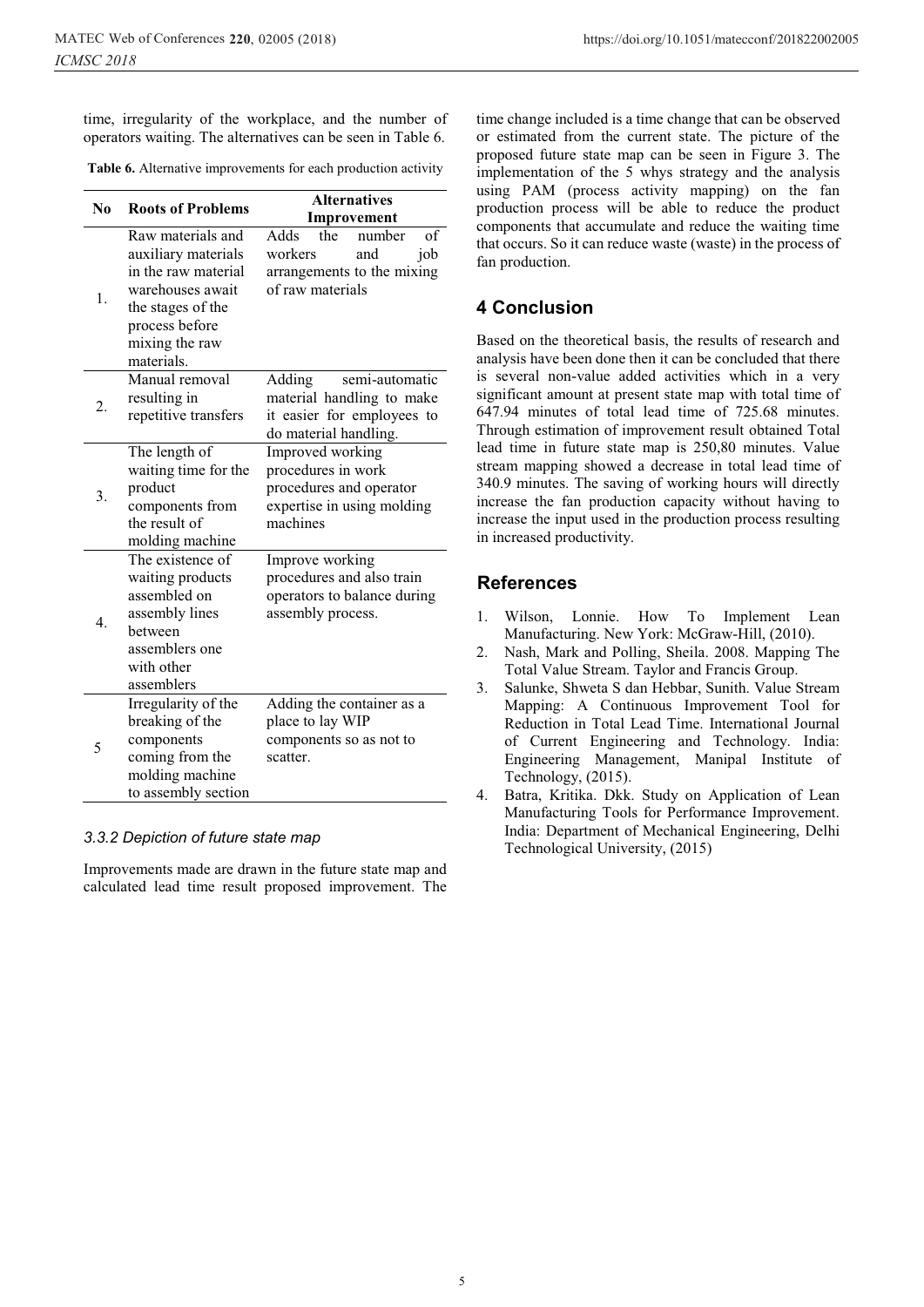time, irregularity of the workplace, and the number of operators waiting. The alternatives can be seen in Table 6.

**Table 6.** Alternative improvements for each production activity

| No | Roots of Problems | Alternatives Improvement |
|---|---|---|
| 1. | Raw materials and auxiliary materials in the raw material warehouses await the stages of the process before mixing the raw materials. | Adds the number of workers and job arrangements to the mixing of raw materials |
| 2. | Manual removal resulting in repetitive transfers | Adding semi-automatic material handling to make it easier for employees to do material handling. |
| 3. | The length of waiting time for the product components from the result of molding machine | Improved working procedures in work procedures and operator expertise in using molding machines |
| 4. | The existence of waiting products assembled on assembly lines between assemblers one with other assemblers | Improve working procedures and also train operators to balance during assembly process. |
| 5 | Irregularity of the breaking of the components coming from the molding machine to assembly section | Adding the container as a place to lay WIP components so as not to scatter. |

### *3.3.2 Depiction of future state map*

Improvements made are drawn in the future state map and calculated lead time result proposed improvement. The time change included is a time change that can be observed or estimated from the current state. The picture of the proposed future state map can be seen in Figure 3. The implementation of the 5 whys strategy and the analysis using PAM (process activity mapping) on the fan production process will be able to reduce the product components that accumulate and reduce the waiting time that occurs. So it can reduce waste (waste) in the process of fan production.

## 4 Conclusion

Based on the theoretical basis, the results of research and analysis have been done then it can be concluded that there is several non-value added activities which in a very significant amount at present state map with total time of 647.94 minutes of total lead time of 725.68 minutes. Through estimation of improvement result obtained Total lead time in future state map is 250,80 minutes. Value stream mapping showed a decrease in total lead time of 340.9 minutes. The saving of working hours will directly increase the fan production capacity without having to increase the input used in the production process resulting in increased productivity.

## References

1. Wilson, Lonnie. How To Implement Lean Manufacturing. New York: McGraw-Hill, (2010).
2. Nash, Mark and Polling, Sheila. 2008. Mapping The Total Value Stream. Taylor and Francis Group.
3. Salunke, Shweta S dan Hebbar, Sunith. Value Stream Mapping: A Continuous Improvement Tool for Reduction in Total Lead Time. International Journal of Current Engineering and Technology. India: Engineering Management, Manipal Institute of Technology, (2015).
4. Batra, Kritika. Dkk. Study on Application of Lean Manufacturing Tools for Performance Improvement. India: Department of Mechanical Engineering, Delhi Technological University, (2015)